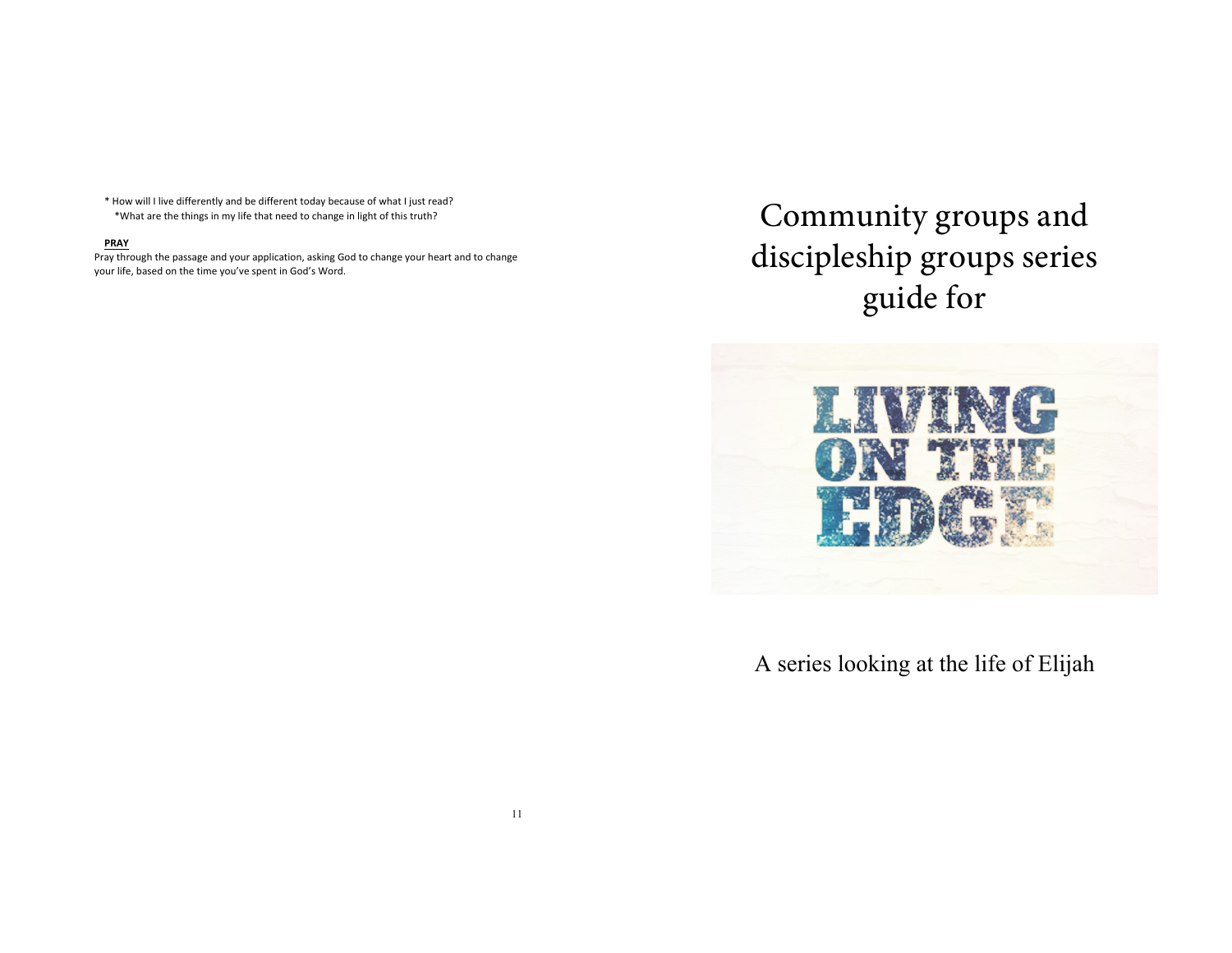* How will I live differently and be different today because of what I just read?
  *What are the things in my life that need to change in light of this truth?

**PRAY**

Pray through the passage and your application, asking God to change your heart and to change your life, based on the time you've spent in God's Word.

# Community groups and discipleship groups series guide for

LIVING ON THE EDGE

A series looking at the life of Elijah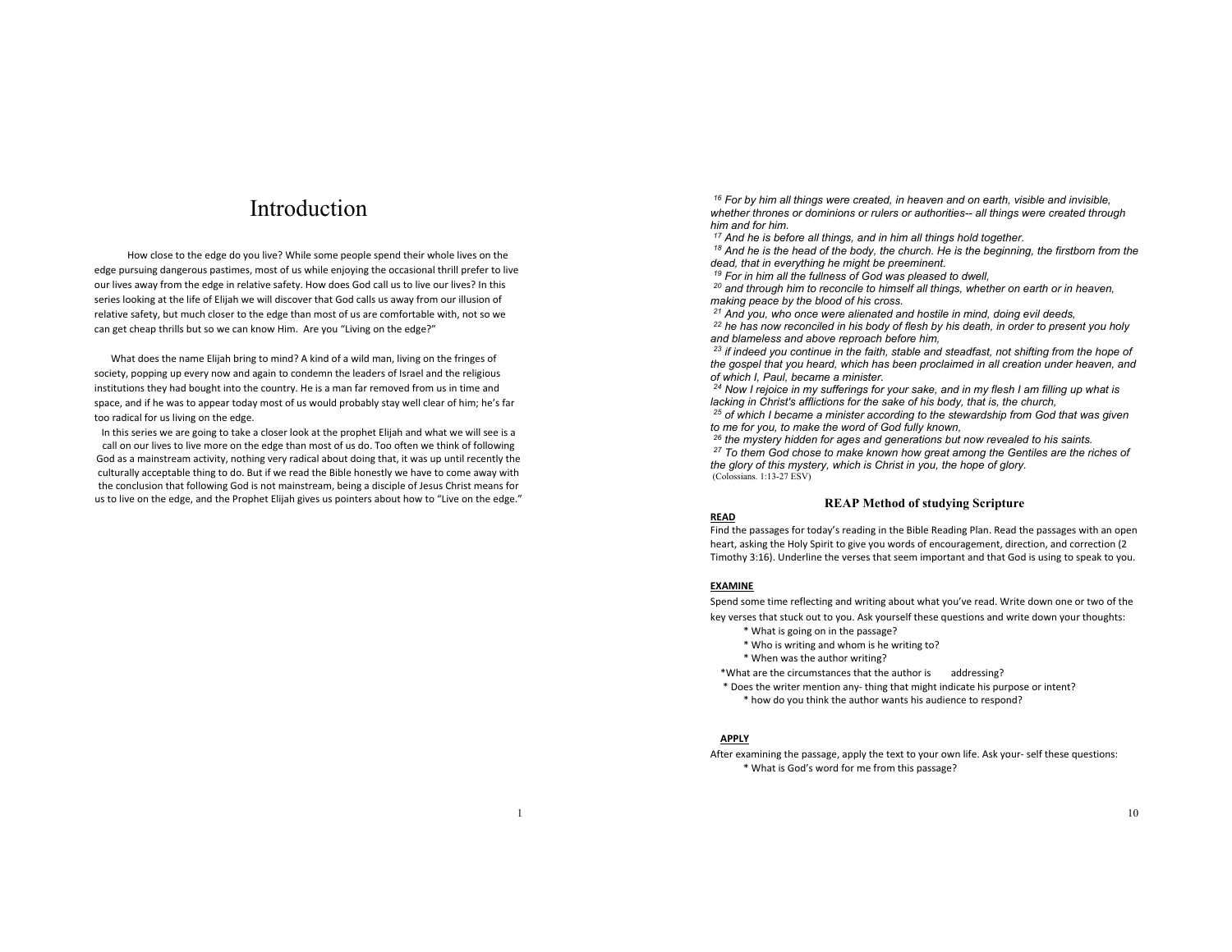# Introduction

How close to the edge do you live? While some people spend their whole lives on the edge pursuing dangerous pastimes, most of us while enjoying the occasional thrill prefer to live our lives away from the edge in relative safety. How does God call us to live our lives? In this series looking at the life of Elijah we will discover that God calls us away from our illusion of relative safety, but much closer to the edge than most of us are comfortable with, not so we can get cheap thrills but so we can know Him. Are you "Living on the edge?"

What does the name Elijah bring to mind? A kind of a wild man, living on the fringes of society, popping up every now and again to condemn the leaders of Israel and the religious institutions they had bought into the country. He is a man far removed from us in time and space, and if he was to appear today most of us would probably stay well clear of him; he's far too radical for us living on the edge.

In this series we are going to take a closer look at the prophet Elijah and what we will see is a call on our lives to live more on the edge than most of us do. Too often we think of following God as a mainstream activity, nothing very radical about doing that, it was up until recently the culturally acceptable thing to do. But if we read the Bible honestly we have to come away with the conclusion that following God is not mainstream, being a disciple of Jesus Christ means for us to live on the edge, and the Prophet Elijah gives us pointers about how to "Live on the edge."

*[16] For by him all things were created, in heaven and on earth, visible and invisible, whether thrones or dominions or rulers or authorities-- all things were created through him and for him.*
*[17] And he is before all things, and in him all things hold together.*
*[18] And he is the head of the body, the church. He is the beginning, the firstborn from the dead, that in everything he might be preeminent.*
*[19] For in him all the fullness of God was pleased to dwell,*
*[20] and through him to reconcile to himself all things, whether on earth or in heaven, making peace by the blood of his cross.*
*[21] And you, who once were alienated and hostile in mind, doing evil deeds,*
*[22] he has now reconciled in his body of flesh by his death, in order to present you holy and blameless and above reproach before him,*
*[23] if indeed you continue in the faith, stable and steadfast, not shifting from the hope of the gospel that you heard, which has been proclaimed in all creation under heaven, and of which I, Paul, became a minister.*
*[24] Now I rejoice in my sufferings for your sake, and in my flesh I am filling up what is lacking in Christ's afflictions for the sake of his body, that is, the church,*
*[25] of which I became a minister according to the stewardship from God that was given to me for you, to make the word of God fully known,*
*[26] the mystery hidden for ages and generations but now revealed to his saints.*
*[27] To them God chose to make known how great among the Gentiles are the riches of the glory of this mystery, which is Christ in you, the hope of glory.*
(Colossians. 1:13-27 ESV)

### REAP Method of studying Scripture

**READ**

Find the passages for today's reading in the Bible Reading Plan. Read the passages with an open heart, asking the Holy Spirit to give you words of encouragement, direction, and correction (2 Timothy 3:16). Underline the verses that seem important and that God is using to speak to you.

**EXAMINE**

Spend some time reflecting and writing about what you've read. Write down one or two of the key verses that stuck out to you. Ask yourself these questions and write down your thoughts:

* What is going on in the passage?
* Who is writing and whom is he writing to?
* When was the author writing?
* What are the circumstances that the author is addressing?
* Does the writer mention any- thing that might indicate his purpose or intent?
* how do you think the author wants his audience to respond?

**APPLY**

After examining the passage, apply the text to your own life. Ask your- self these questions:

* What is God's word for me from this passage?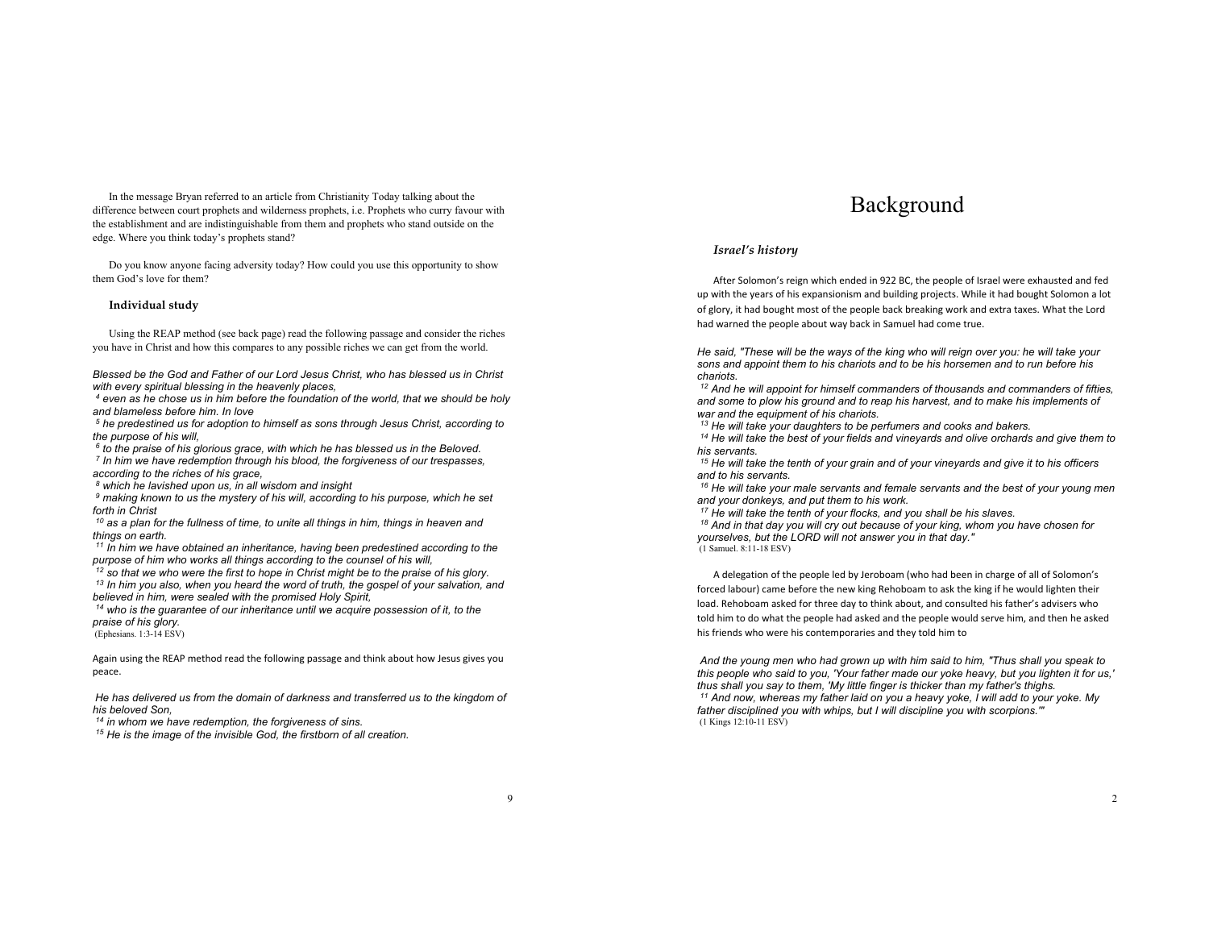In the message Bryan referred to an article from Christianity Today talking about the difference between court prophets and wilderness prophets, i.e. Prophets who curry favour with the establishment and are indistinguishable from them and prophets who stand outside on the edge. Where you think today's prophets stand?

Do you know anyone facing adversity today? How could you use this opportunity to show them God's love for them?

### Individual study

Using the REAP method (see back page) read the following passage and consider the riches you have in Christ and how this compares to any possible riches we can get from the world.

*Blessed be the God and Father of our Lord Jesus Christ, who has blessed us in Christ with every spiritual blessing in the heavenly places,*
*4 even as he chose us in him before the foundation of the world, that we should be holy and blameless before him. In love*
*5 he predestined us for adoption to himself as sons through Jesus Christ, according to the purpose of his will,*
*6 to the praise of his glorious grace, with which he has blessed us in the Beloved.*
*7 In him we have redemption through his blood, the forgiveness of our trespasses, according to the riches of his grace,*
*8 which he lavished upon us, in all wisdom and insight*
*9 making known to us the mystery of his will, according to his purpose, which he set forth in Christ*
*10 as a plan for the fullness of time, to unite all things in him, things in heaven and things on earth.*
*11 In him we have obtained an inheritance, having been predestined according to the purpose of him who works all things according to the counsel of his will,*
*12 so that we who were the first to hope in Christ might be to the praise of his glory.*
*13 In him you also, when you heard the word of truth, the gospel of your salvation, and believed in him, were sealed with the promised Holy Spirit,*
*14 who is the guarantee of our inheritance until we acquire possession of it, to the praise of his glory.*
(Ephesians. 1:3-14 ESV)

Again using the REAP method read the following passage and think about how Jesus gives you peace.

*He has delivered us from the domain of darkness and transferred us to the kingdom of his beloved Son,*
*14 in whom we have redemption, the forgiveness of sins.*
*15 He is the image of the invisible God, the firstborn of all creation.*

# Background

### *Israel's history*

After Solomon's reign which ended in 922 BC, the people of Israel were exhausted and fed up with the years of his expansionism and building projects. While it had bought Solomon a lot of glory, it had bought most of the people back breaking work and extra taxes. What the Lord had warned the people about way back in Samuel had come true.

*He said, "These will be the ways of the king who will reign over you: he will take your sons and appoint them to his chariots and to be his horsemen and to run before his chariots.*
*12 And he will appoint for himself commanders of thousands and commanders of fifties, and some to plow his ground and to reap his harvest, and to make his implements of war and the equipment of his chariots.*
*13 He will take your daughters to be perfumers and cooks and bakers.*
*14 He will take the best of your fields and vineyards and olive orchards and give them to his servants.*
*15 He will take the tenth of your grain and of your vineyards and give it to his officers and to his servants.*
*16 He will take your male servants and female servants and the best of your young men and your donkeys, and put them to his work.*
*17 He will take the tenth of your flocks, and you shall be his slaves.*
*18 And in that day you will cry out because of your king, whom you have chosen for yourselves, but the LORD will not answer you in that day."*
(1 Samuel. 8:11-18 ESV)

A delegation of the people led by Jeroboam (who had been in charge of all of Solomon's forced labour) came before the new king Rehoboam to ask the king if he would lighten their load. Rehoboam asked for three day to think about, and consulted his father's advisers who told him to do what the people had asked and the people would serve him, and then he asked his friends who were his contemporaries and they told him to

*And the young men who had grown up with him said to him, "Thus shall you speak to this people who said to you, 'Your father made our yoke heavy, but you lighten it for us,' thus shall you say to them, 'My little finger is thicker than my father's thighs.*
*11 And now, whereas my father laid on you a heavy yoke, I will add to your yoke. My father disciplined you with whips, but I will discipline you with scorpions.'"*
(1 Kings 12:10-11 ESV)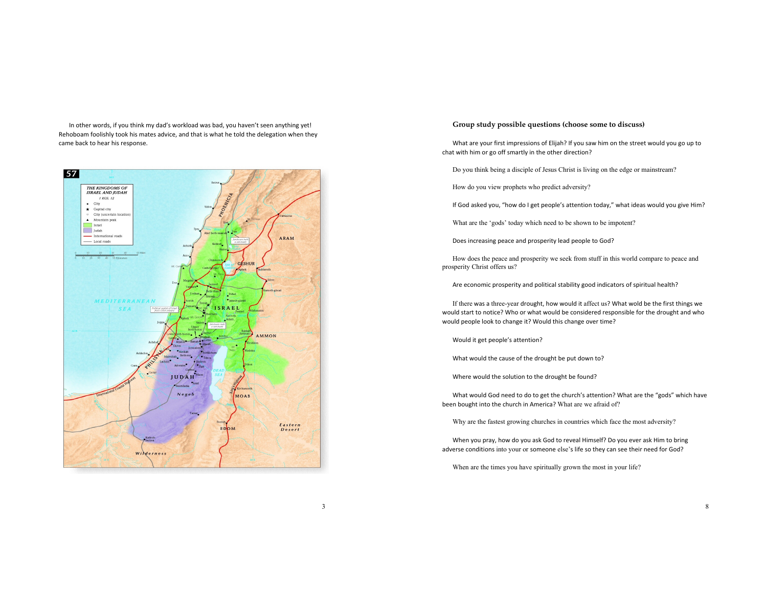In other words, if you think my dad's workload was bad, you haven't seen anything yet! Rehoboam foolishly took his mates advice, and that is what he told the delegation when they came back to hear his response.

## Group study possible questions (choose some to discuss)

What are your first impressions of Elijah? If you saw him on the street would you go up to chat with him or go off smartly in the other direction?

Do you think being a disciple of Jesus Christ is living on the edge or mainstream?

How do you view prophets who predict adversity?

If God asked you, "how do I get people's attention today," what ideas would you give Him?

What are the 'gods' today which need to be shown to be impotent?

Does increasing peace and prosperity lead people to God?

How does the peace and prosperity we seek from stuff in this world compare to peace and prosperity Christ offers us?

Are economic prosperity and political stability good indicators of spiritual health?

If there was a three-year drought, how would it affect us? What wold be the first things we would start to notice? Who or what would be considered responsible for the drought and who would people look to change it? Would this change over time?

Would it get people's attention?

What would the cause of the drought be put down to?

Where would the solution to the drought be found?

What would God need to do to get the church's attention? What are the "gods" which have been bought into the church in America? What are we afraid of?

Why are the fastest growing churches in countries which face the most adversity?

When you pray, how do you ask God to reveal Himself? Do you ever ask Him to bring adverse conditions into your or someone else's life so they can see their need for God?

When are the times you have spiritually grown the most in your life?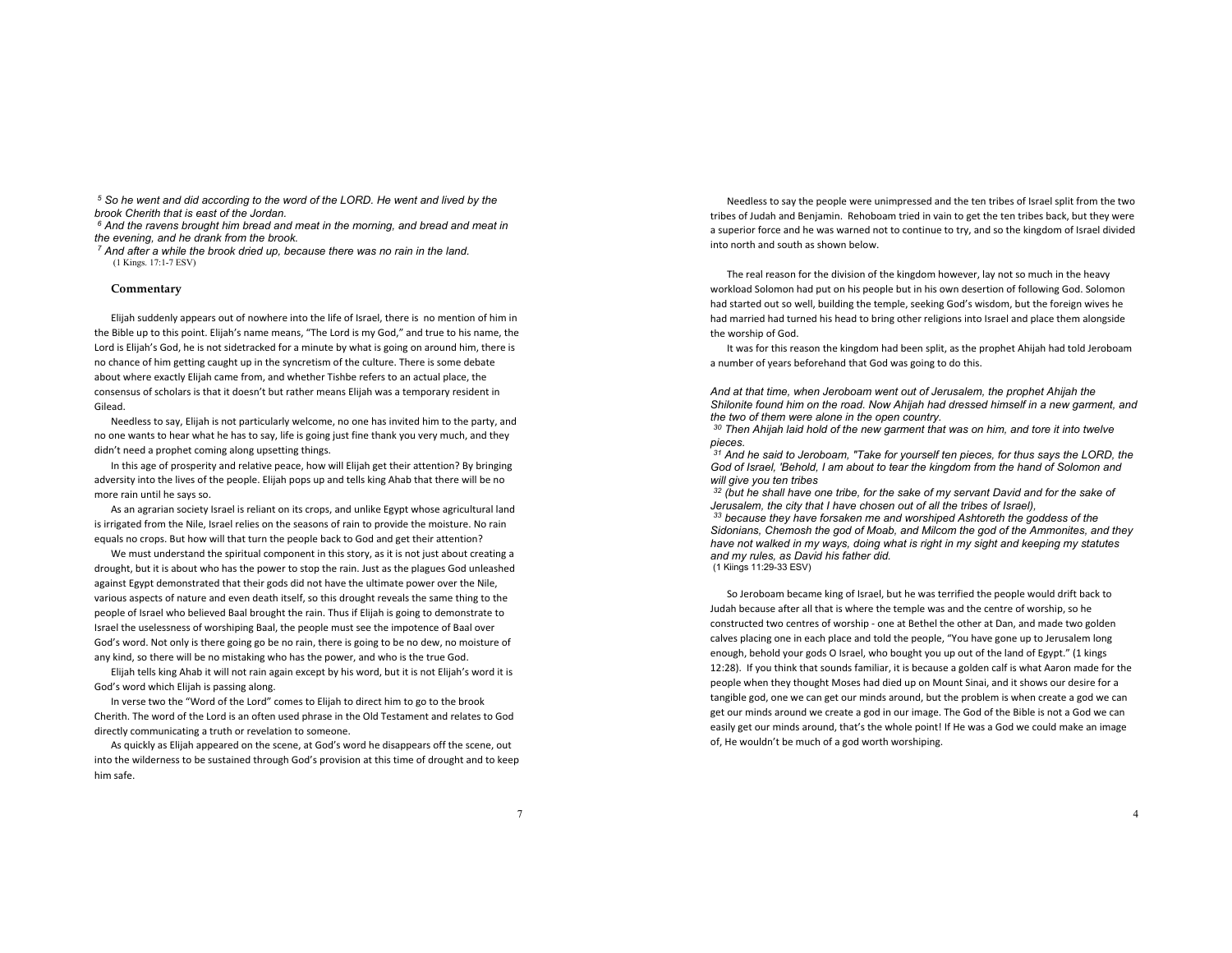[5] *So he went and did according to the word of the LORD. He went and lived by the brook Cherith that is east of the Jordan.*
[6] *And the ravens brought him bread and meat in the morning, and bread and meat in the evening, and he drank from the brook.*
[7] *And after a while the brook dried up, because there was no rain in the land.*
(1 Kings. 17:1-7 ESV)

### Commentary

Elijah suddenly appears out of nowhere into the life of Israel, there is no mention of him in the Bible up to this point. Elijah's name means, "The Lord is my God," and true to his name, the Lord is Elijah's God, he is not sidetracked for a minute by what is going on around him, there is no chance of him getting caught up in the syncretism of the culture. There is some debate about where exactly Elijah came from, and whether Tishbe refers to an actual place, the consensus of scholars is that it doesn't but rather means Elijah was a temporary resident in Gilead.

Needless to say, Elijah is not particularly welcome, no one has invited him to the party, and no one wants to hear what he has to say, life is going just fine thank you very much, and they didn't need a prophet coming along upsetting things.

In this age of prosperity and relative peace, how will Elijah get their attention? By bringing adversity into the lives of the people. Elijah pops up and tells king Ahab that there will be no more rain until he says so.

As an agrarian society Israel is reliant on its crops, and unlike Egypt whose agricultural land is irrigated from the Nile, Israel relies on the seasons of rain to provide the moisture. No rain equals no crops. But how will that turn the people back to God and get their attention?

We must understand the spiritual component in this story, as it is not just about creating a drought, but it is about who has the power to stop the rain. Just as the plagues God unleashed against Egypt demonstrated that their gods did not have the ultimate power over the Nile, various aspects of nature and even death itself, so this drought reveals the same thing to the people of Israel who believed Baal brought the rain. Thus if Elijah is going to demonstrate to Israel the uselessness of worshiping Baal, the people must see the impotence of Baal over God's word. Not only is there going go be no rain, there is going to be no dew, no moisture of any kind, so there will be no mistaking who has the power, and who is the true God.

Elijah tells king Ahab it will not rain again except by his word, but it is not Elijah's word it is God's word which Elijah is passing along.

In verse two the "Word of the Lord" comes to Elijah to direct him to go to the brook Cherith. The word of the Lord is an often used phrase in the Old Testament and relates to God directly communicating a truth or revelation to someone.

As quickly as Elijah appeared on the scene, at God's word he disappears off the scene, out into the wilderness to be sustained through God's provision at this time of drought and to keep him safe.

Needless to say the people were unimpressed and the ten tribes of Israel split from the two tribes of Judah and Benjamin. Rehoboam tried in vain to get the ten tribes back, but they were a superior force and he was warned not to continue to try, and so the kingdom of Israel divided into north and south as shown below.

The real reason for the division of the kingdom however, lay not so much in the heavy workload Solomon had put on his people but in his own desertion of following God. Solomon had started out so well, building the temple, seeking God's wisdom, but the foreign wives he had married had turned his head to bring other religions into Israel and place them alongside the worship of God.

It was for this reason the kingdom had been split, as the prophet Ahijah had told Jeroboam a number of years beforehand that God was going to do this.

*And at that time, when Jeroboam went out of Jerusalem, the prophet Ahijah the Shilonite found him on the road. Now Ahijah had dressed himself in a new garment, and the two of them were alone in the open country.*
[30] *Then Ahijah laid hold of the new garment that was on him, and tore it into twelve pieces.*
[31] *And he said to Jeroboam, "Take for yourself ten pieces, for thus says the LORD, the God of Israel, 'Behold, I am about to tear the kingdom from the hand of Solomon and will give you ten tribes*
[32] *(but he shall have one tribe, for the sake of my servant David and for the sake of Jerusalem, the city that I have chosen out of all the tribes of Israel),*
[33] *because they have forsaken me and worshiped Ashtoreth the goddess of the Sidonians, Chemosh the god of Moab, and Milcom the god of the Ammonites, and they have not walked in my ways, doing what is right in my sight and keeping my statutes and my rules, as David his father did.*
(1 Kiings 11:29-33 ESV)

So Jeroboam became king of Israel, but he was terrified the people would drift back to Judah because after all that is where the temple was and the centre of worship, so he constructed two centres of worship - one at Bethel the other at Dan, and made two golden calves placing one in each place and told the people, "You have gone up to Jerusalem long enough, behold your gods O Israel, who bought you up out of the land of Egypt." (1 kings 12:28). If you think that sounds familiar, it is because a golden calf is what Aaron made for the people when they thought Moses had died up on Mount Sinai, and it shows our desire for a tangible god, one we can get our minds around, but the problem is when create a god we can get our minds around we create a god in our image. The God of the Bible is not a God we can easily get our minds around, that's the whole point! If He was a God we could make an image of, He wouldn't be much of a god worth worshiping.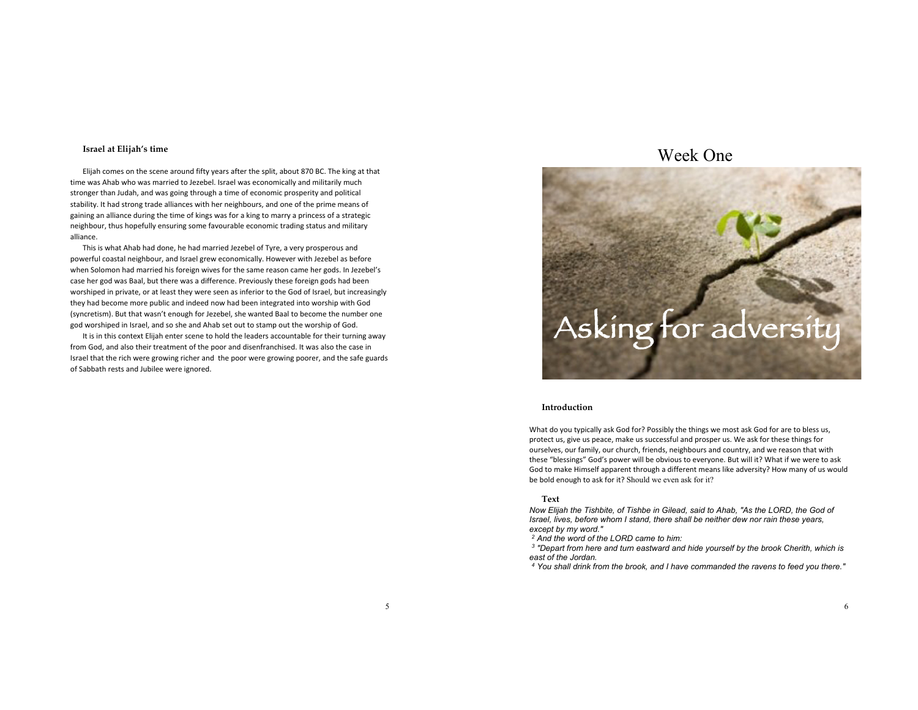### Israel at Elijah's time

Elijah comes on the scene around fifty years after the split, about 870 BC. The king at that time was Ahab who was married to Jezebel. Israel was economically and militarily much stronger than Judah, and was going through a time of economic prosperity and political stability. It had strong trade alliances with her neighbours, and one of the prime means of gaining an alliance during the time of kings was for a king to marry a princess of a strategic neighbour, thus hopefully ensuring some favourable economic trading status and military alliance.

This is what Ahab had done, he had married Jezebel of Tyre, a very prosperous and powerful coastal neighbour, and Israel grew economically. However with Jezebel as before when Solomon had married his foreign wives for the same reason came her gods. In Jezebel's case her god was Baal, but there was a difference. Previously these foreign gods had been worshiped in private, or at least they were seen as inferior to the God of Israel, but increasingly they had become more public and indeed now had been integrated into worship with God (syncretism). But that wasn't enough for Jezebel, she wanted Baal to become the number one god worshiped in Israel, and so she and Ahab set out to stamp out the worship of God.

It is in this context Elijah enter scene to hold the leaders accountable for their turning away from God, and also their treatment of the poor and disenfranchised. It was also the case in Israel that the rich were growing richer and the poor were growing poorer, and the safe guards of Sabbath rests and Jubilee were ignored.

# Week One

## Asking for adversity

### Introduction

What do you typically ask God for? Possibly the things we most ask God for are to bless us, protect us, give us peace, make us successful and prosper us. We ask for these things for ourselves, our family, our church, friends, neighbours and country, and we reason that with these "blessings" God's power will be obvious to everyone. But will it? What if we were to ask God to make Himself apparent through a different means like adversity? How many of us would be bold enough to ask for it? Should we even ask for it?

### Text

*Now Elijah the Tishbite, of Tishbe in Gilead, said to Ahab, "As the LORD, the God of Israel, lives, before whom I stand, there shall be neither dew nor rain these years, except by my word."*

*2 And the word of the LORD came to him:*

*3 "Depart from here and turn eastward and hide yourself by the brook Cherith, which is east of the Jordan.*

*4 You shall drink from the brook, and I have commanded the ravens to feed you there."*